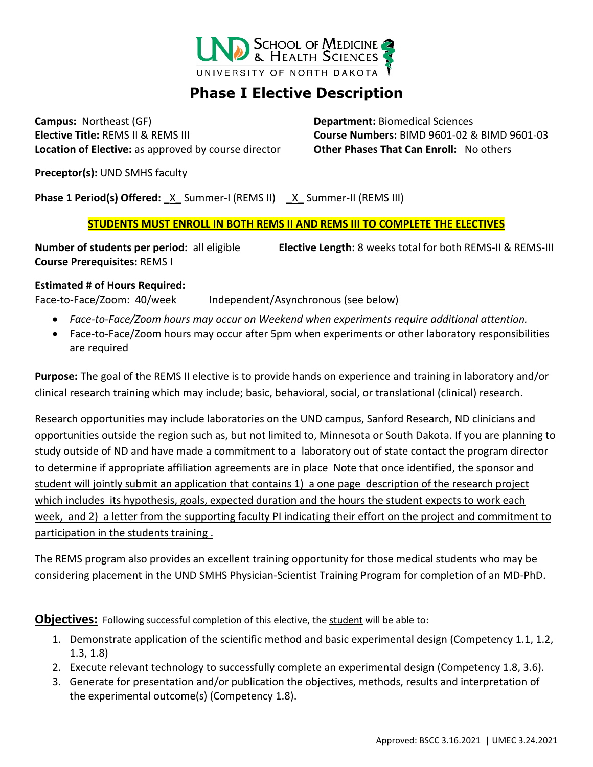# Phase I Elective Description

**Campus:** Northeast (GF)
**Elective Title:** REMS II & REMS III
**Location of Elective:** as approved by course director

**Department:** Biomedical Sciences
**Course Numbers:** BIMD 9601-02 & BIMD 9601-03
**Other Phases That Can Enroll:** No others

**Preceptor(s):** UND SMHS faculty

**Phase 1 Period(s) Offered:** \_X\_ Summer-I (REMS II) \_X\_ Summer-II (REMS III)

**STUDENTS MUST ENROLL IN BOTH REMS II AND REMS III TO COMPLETE THE ELECTIVES**

**Number of students per period:** all eligible
**Elective Length:** 8 weeks total for both REMS-II & REMS-III
**Course Prerequisites:** REMS I

**Estimated # of Hours Required:**
Face-to-Face/Zoom: 40/week Independent/Asynchronous (see below)

- *Face-to-Face/Zoom hours may occur on Weekend when experiments require additional attention.*
- Face-to-Face/Zoom hours may occur after 5pm when experiments or other laboratory responsibilities are required

**Purpose:** The goal of the REMS II elective is to provide hands on experience and training in laboratory and/or clinical research training which may include; basic, behavioral, social, or translational (clinical) research.

Research opportunities may include laboratories on the UND campus, Sanford Research, ND clinicians and opportunities outside the region such as, but not limited to, Minnesota or South Dakota. If you are planning to study outside of ND and have made a commitment to a laboratory out of state contact the program director to determine if appropriate affiliation agreements are in place Note that once identified, the sponsor and student will jointly submit an application that contains 1) a one page description of the research project which includes its hypothesis, goals, expected duration and the hours the student expects to work each week, and 2) a letter from the supporting faculty PI indicating their effort on the project and commitment to participation in the students training .

The REMS program also provides an excellent training opportunity for those medical students who may be considering placement in the UND SMHS Physician-Scientist Training Program for completion of an MD-PhD.

**Objectives:** Following successful completion of this elective, the student will be able to:

1. Demonstrate application of the scientific method and basic experimental design (Competency 1.1, 1.2, 1.3, 1.8)
2. Execute relevant technology to successfully complete an experimental design (Competency 1.8, 3.6).
3. Generate for presentation and/or publication the objectives, methods, results and interpretation of the experimental outcome(s) (Competency 1.8).

Approved: BSCC 3.16.2021 | UMEC 3.24.2021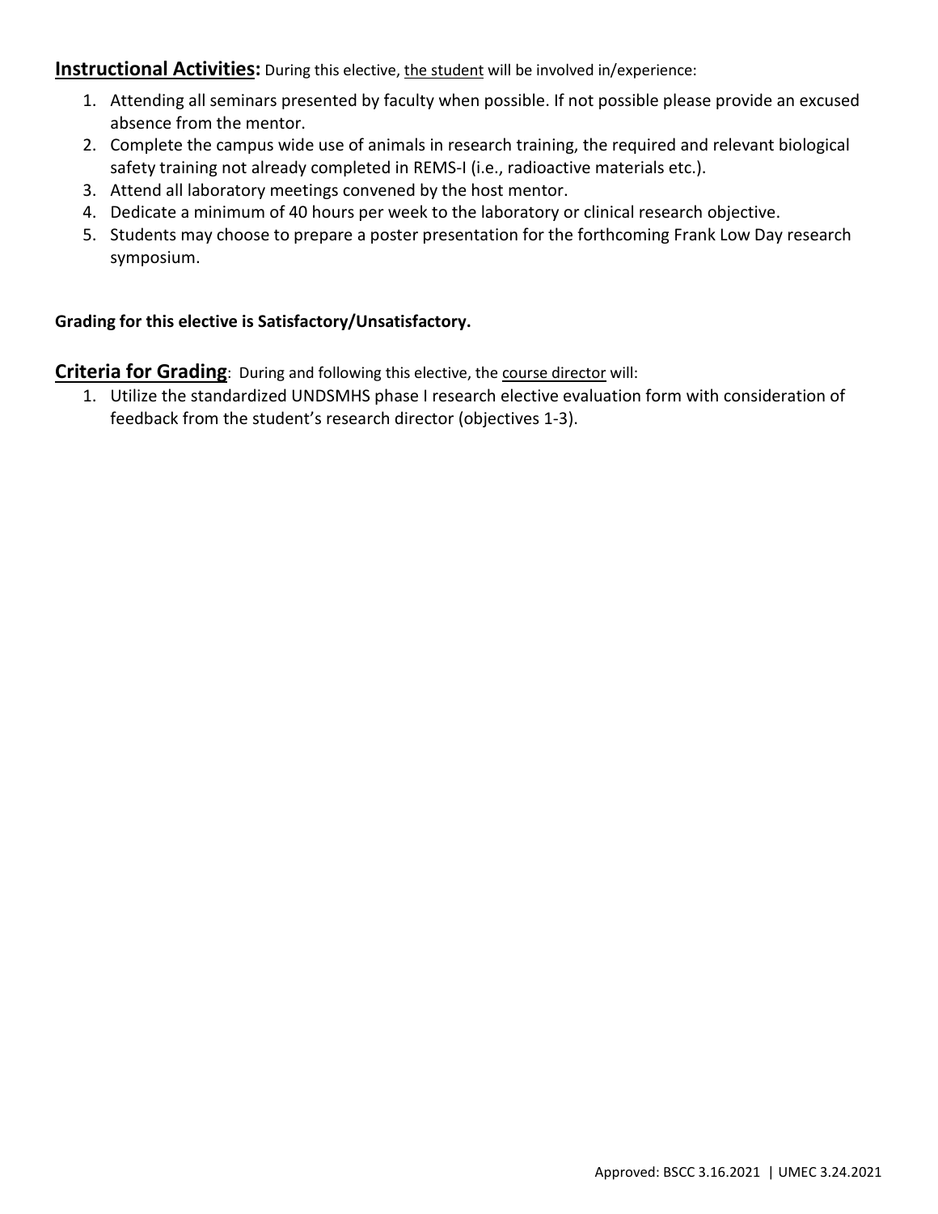**Instructional Activities:** During this elective, the student will be involved in/experience:

1. Attending all seminars presented by faculty when possible. If not possible please provide an excused absence from the mentor.
2. Complete the campus wide use of animals in research training, the required and relevant biological safety training not already completed in REMS-I (i.e., radioactive materials etc.).
3. Attend all laboratory meetings convened by the host mentor.
4. Dedicate a minimum of 40 hours per week to the laboratory or clinical research objective.
5. Students may choose to prepare a poster presentation for the forthcoming Frank Low Day research symposium.

**Grading for this elective is Satisfactory/Unsatisfactory.**

**Criteria for Grading**: During and following this elective, the course director will:

1. Utilize the standardized UNDSMHS phase I research elective evaluation form with consideration of feedback from the student's research director (objectives 1-3).

Approved: BSCC 3.16.2021 | UMEC 3.24.2021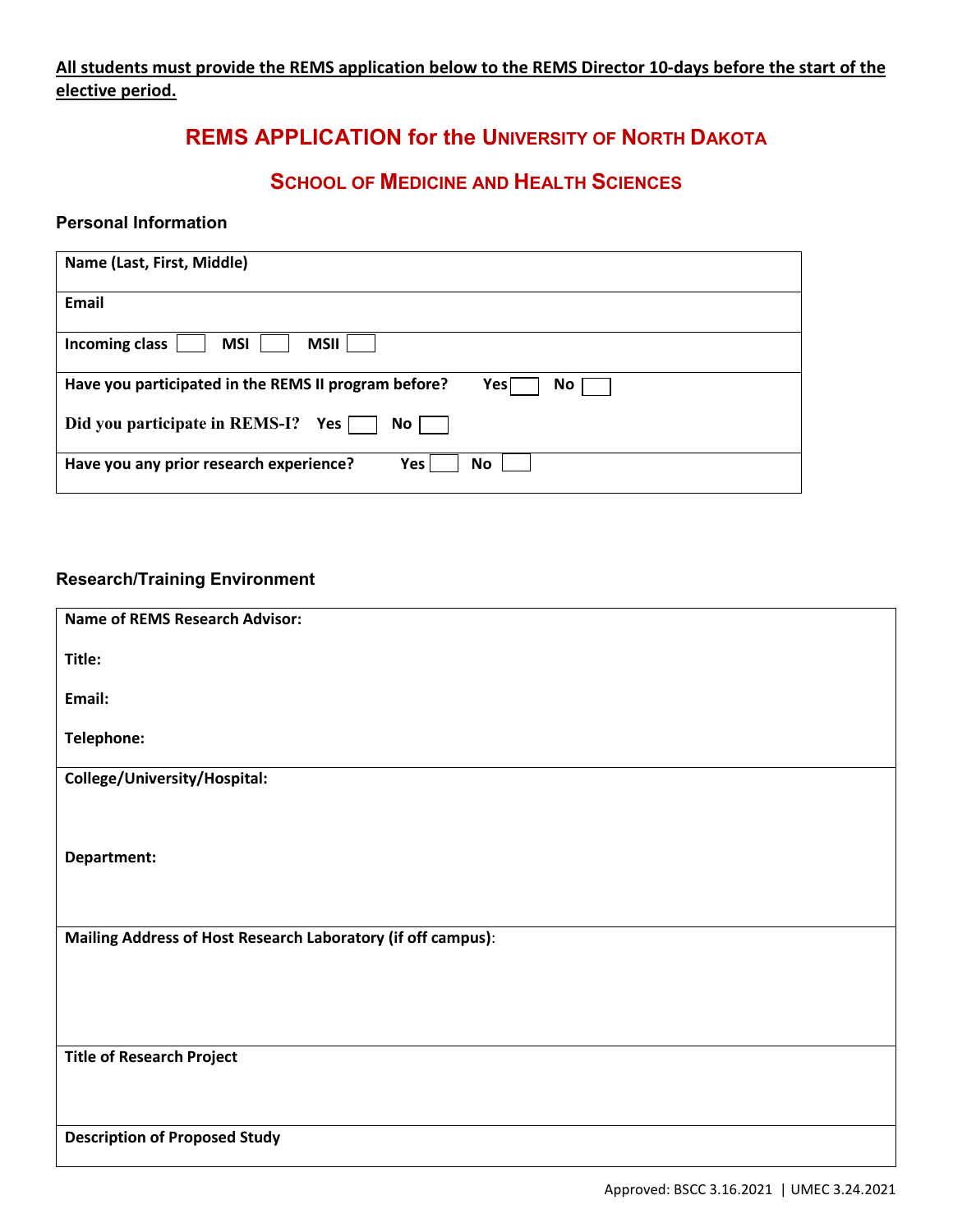**<u>All students must provide the REMS application below to the REMS Director 10-days before the start of the elective period.</u>**

# REMS APPLICATION for the UNIVERSITY OF NORTH DAKOTA

## SCHOOL OF MEDICINE AND HEALTH SCIENCES

### Personal Information

| Personal Information |
|---|
| **Name (Last, First, Middle)** |
| **Email** |
| **Incoming class** ☐ **MSI** ☐ **MSII** ☐ |
| **Have you participated in the REMS II program before?** **Yes** ☐ **No** ☐<br>**Did you participate in REMS-I?** **Yes** ☐ **No** ☐ |
| **Have you any prior research experience?** **Yes** ☐ **No** ☐ |

### Research/Training Environment

| Research/Training Environment |
|---|
| **Name of REMS Research Advisor:**<br>**Title:**<br>**Email:**<br>**Telephone:** |
| **College/University/Hospital:**<br>**Department:** |
| **Mailing Address of Host Research Laboratory (if off campus)**: |
| **Title of Research Project** |
| **Description of Proposed Study** |

Approved: BSCC 3.16.2021 | UMEC 3.24.2021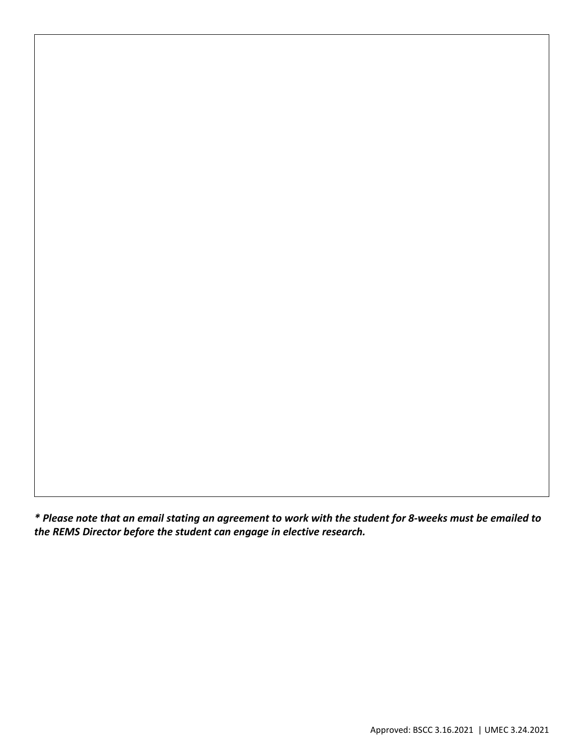***\* Please note that an email stating an agreement to work with the student for 8-weeks must be emailed to the REMS Director before the student can engage in elective research.***

Approved: BSCC 3.16.2021 | UMEC 3.24.2021